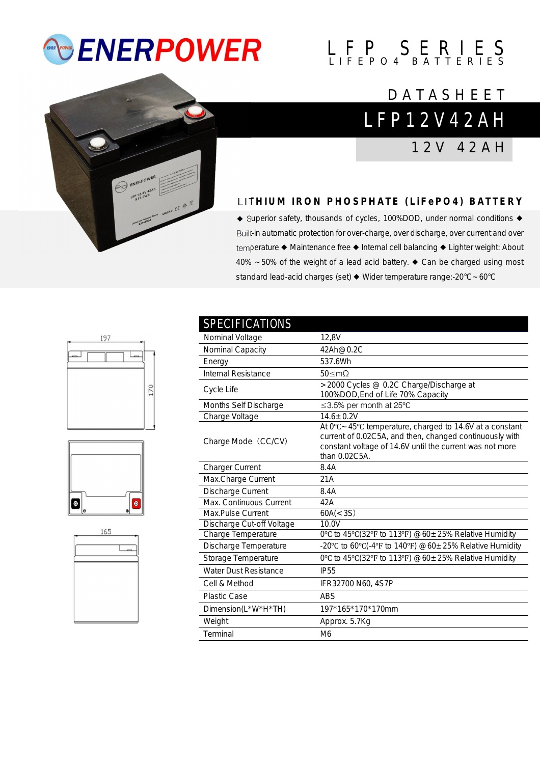# ENERPOWER

**LFP SERIES**
LIFEPO4 BATTERIES

DATASHEET

## LFP12V42AH

12V 42AH

### LITHIUM IRON PHOSPHATE (LiFePO4) BATTERY

◆ Superior safety, thousands of cycles, 100%DOD, under normal conditions ◆ Built-in automatic protection for over-charge, over discharge, over current and over temperature ◆ Maintenance free ◆ Internal cell balancing ◆ Lighter weight: About 40% ~50% of the weight of a lead acid battery. ◆ Can be charged using most standard lead-acid charges (set) ◆ Wider temperature range:-20℃~60℃

197

170

165

## SPECIFICATIONS

| SPECIFICATIONS | |
|---|---|
| Nominal Voltage | 12,8V |
| Nominal Capacity | 42Ah@ 0.2C |
| Energy | 537.6Wh |
| Internal Resistance | 50≤mΩ |
| Cycle Life | >2000 Cycles @ 0.2C Charge/Discharge at 100%DOD,End of Life 70% Capacity |
| Months Self Discharge | ≤3.5% per month at 25℃ |
| Charge Voltage | 14.6±0.2V |
| Charge Mode（CC/CV） | At 0℃~45℃ temperature, charged to 14.6V at a constant current of 0.02C5A, and then, changed continuously with constant voltage of 14.6V until the current was not more than 0.02C5A. |
| Charger Current | 8.4A |
| Max.Charge Current | 21A |
| Discharge Current | 8.4A |
| Max. Continuous Current | 42A |
| Max.Pulse Current | 60A(<3S) |
| Discharge Cut-off Voltage | 10.0V |
| Charge Temperature | 0℃ to 45℃(32℉ to 113℉) @60±25% Relative Humidity |
| Discharge Temperature | -20℃ to 60℃(-4℉ to 140℉) @60±25% Relative Humidity |
| Storage Temperature | 0℃ to 45℃(32℉ to 113℉) @60±25% Relative Humidity |
| Water Dust Resistance | IP55 |
| Cell & Method | IFR32700 N60, 4S7P |
| Plastic Case | ABS |
| Dimension(L*W*H*TH) | 197*165*170*170mm |
| Weight | Approx. 5.7Kg |
| Terminal | M6 |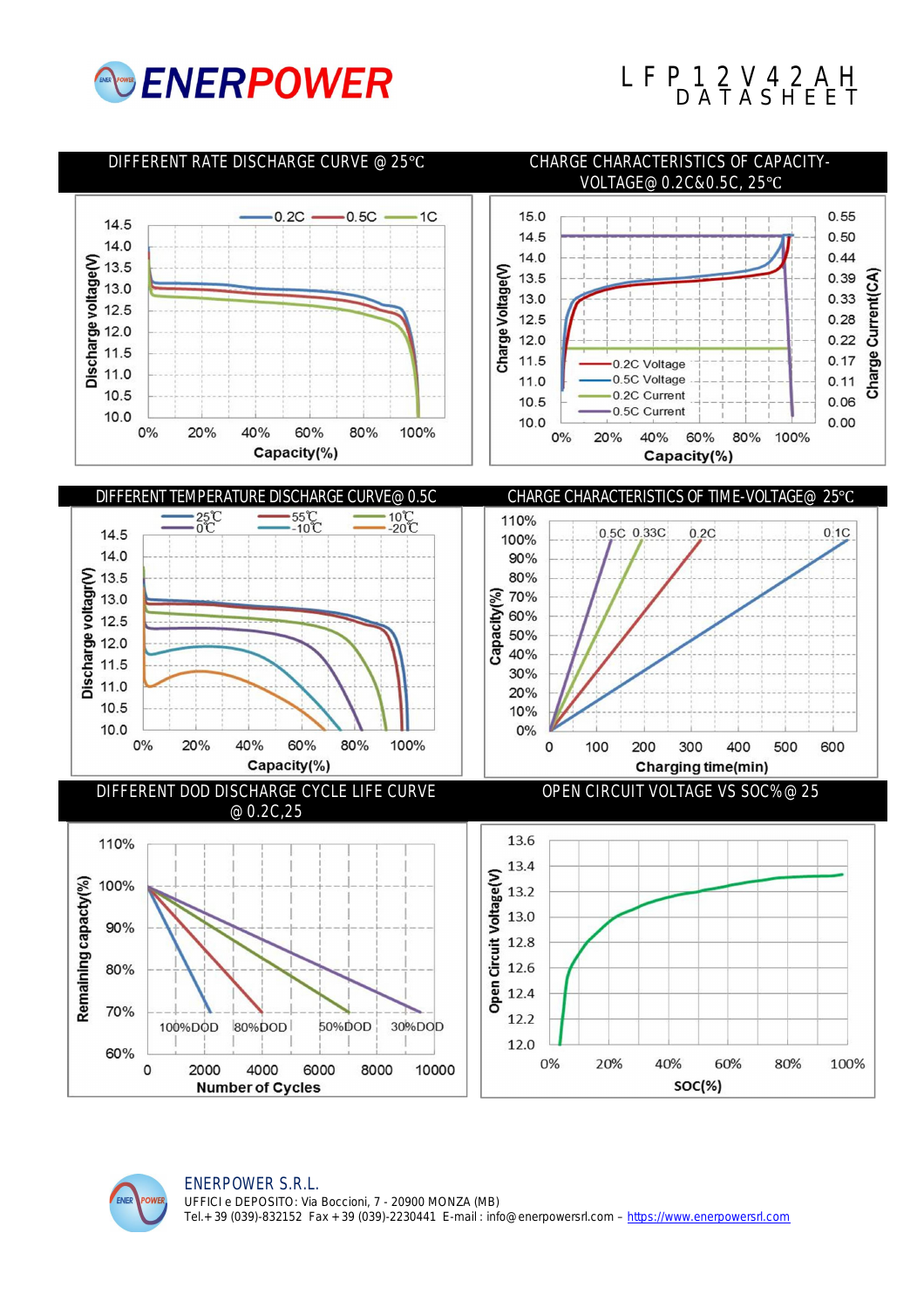ENERPOWER

LFP12V42AH DATASHEET

## DIFFERENT RATE DISCHARGE CURVE @ 25℃

0.2C 0.5C 1C

Discharge voltage(V)

14.5 14.0 13.5 13.0 12.5 12.0 11.5 11.0 10.5 10.0

0% 20% 40% 60% 80% 100%

Capacity(%)

## CHARGE CHARACTERISTICS OF CAPACITY-VOLTAGE@ 0.2C&0.5C, 25℃

Charge Voltage(V)

15.0 14.5 14.0 13.5 13.0 12.5 12.0 11.5 11.0 10.5 10.0

Charge Current(CA)

0.55 0.50 0.44 0.39 0.33 0.28 0.22 0.17 0.11 0.06 0.00

0.2C Voltage
0.5C Voltage
0.2C Current
0.5C Current

0% 20% 40% 60% 80% 100%

Capacity(%)

## DIFFERENT TEMPERATURE DISCHARGE CURVE@ 0.5C

25℃ 0℃ 55℃ -10℃ 10℃ -20℃

Discharge voltagr(V)

14.5 14.0 13.5 13.0 12.5 12.0 11.5 11.0 10.5 10.0

0% 20% 40% 60% 80% 100%

Capacity(%)

## CHARGE CHARACTERISTICS OF TIME-VOLTAGE@ 25℃

Capacity(%)

110% 100% 90% 80% 70% 60% 50% 40% 30% 20% 10% 0%

0.5C 0.33C 0.2C 0.1C

0 100 200 300 400 500 600

Charging time(min)

## DIFFERENT DOD DISCHARGE CYCLE LIFE CURVE @ 0.2C,25

Remaining capacity(%)

110% 100% 90% 80% 70% 60%

100%DOD 80%DOD 50%DOD 30%DOD

0 2000 4000 6000 8000 10000

Number of Cycles

## OPEN CIRCUIT VOLTAGE VS SOC% @ 25

Open Circuit Voltage(V)

13.6 13.4 13.2 13.0 12.8 12.6 12.4 12.2 12.0

0% 20% 40% 60% 80% 100%

SOC(%)

ENERPOWER S.R.L.
UFFICI e DEPOSITO: Via Boccioni, 7 - 20900 MONZA (MB)
Tel.+39 (039)-832152 Fax +39 (039)-2230441 E-mail : info@enerpowersrl.com – https://www.enerpowersrl.com